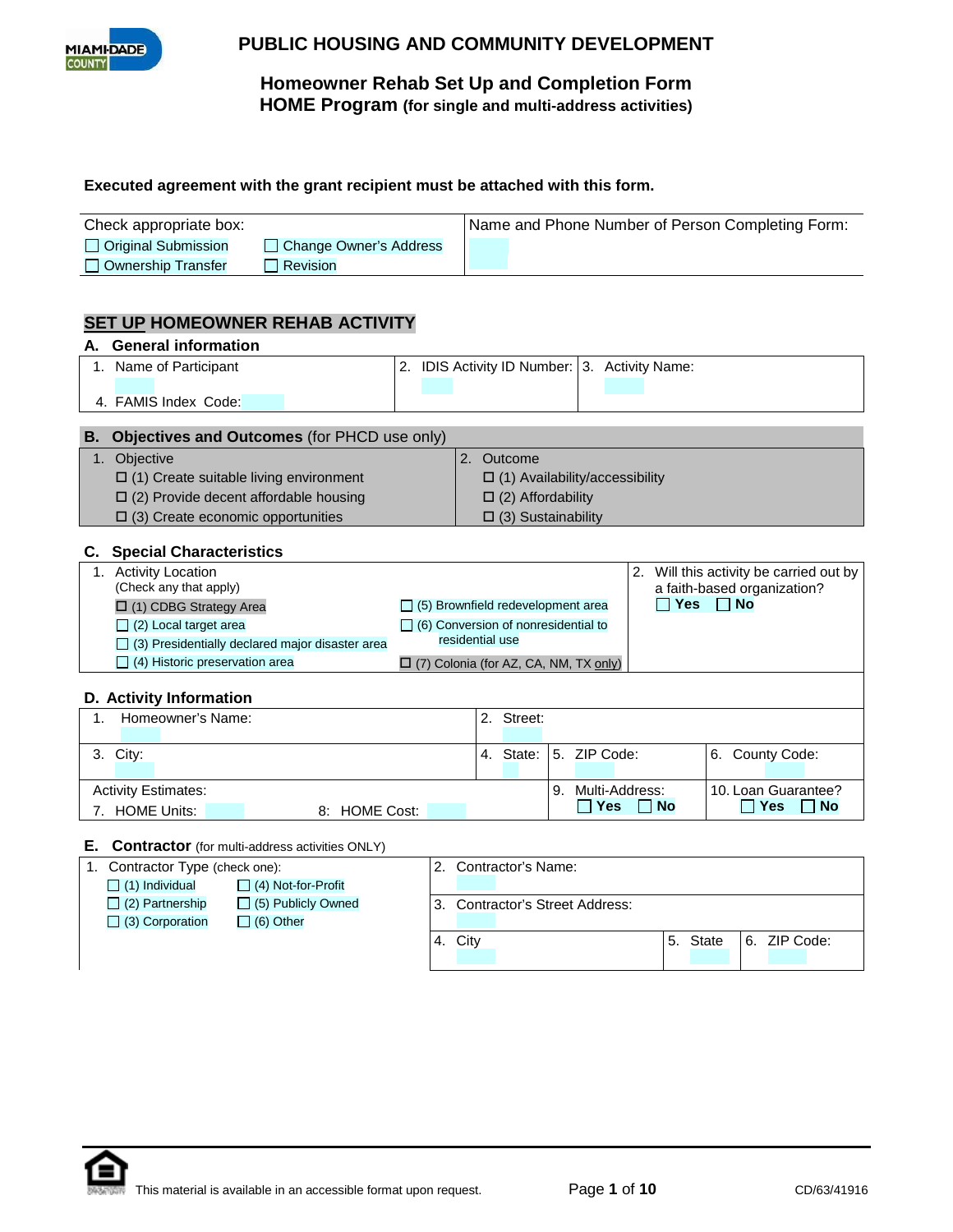# PUBLIC HOUSING AND COMMUNITY DEVELOPMENT

## Homeowner Rehab Set Up and Completion Form
## HOME Program (for single and multi-address activities)

**Executed agreement with the grant recipient must be attached with this form.**

| Check appropriate box: | | Name and Phone Number of Person Completing Form: |
|---|---|---|
| ☐ Original Submission | ☐ Change Owner's Address | |
| ☐ Ownership Transfer | ☐ Revision | |

## SET UP HOMEOWNER REHAB ACTIVITY

### A. General information

| 1. Name of Participant | 2. IDIS Activity ID Number: | 3. Activity Name: |
|---|---|---|
| 4. FAMIS Index Code: | | |

### B. Objectives and Outcomes (for PHCD use only)

| 1. Objective | 2. Outcome |
|---|---|
| ☐ (1) Create suitable living environment | ☐ (1) Availability/accessibility |
| ☐ (2) Provide decent affordable housing | ☐ (2) Affordability |
| ☐ (3) Create economic opportunities | ☐ (3) Sustainability |

### C. Special Characteristics

| 1. Activity Location (Check any that apply) | | 2. Will this activity be carried out by a faith-based organization? |
|---|---|---|
| ☐ (1) CDBG Strategy Area | ☐ (5) Brownfield redevelopment area | ☐ Yes ☐ No |
| ☐ (2) Local target area | ☐ (6) Conversion of nonresidential to residential use | |
| ☐ (3) Presidentially declared major disaster area | | |
| ☐ (4) Historic preservation area | ☐ (7) Colonia (for AZ, CA, NM, TX only) | |

### D. Activity Information

| 1. Homeowner's Name: | | 2. Street: | | |
|---|---|---|---|---|
| 3. City: | | 4. State: | 5. ZIP Code: | 6. County Code: |
| Activity Estimates: 7. HOME Units: | 8: HOME Cost: | | 9. Multi-Address: ☐ Yes ☐ No | 10. Loan Guarantee? ☐ Yes ☐ No |

### E. Contractor (for multi-address activities ONLY)

| 1. Contractor Type (check one): | | 2. Contractor's Name: | | |
|---|---|---|---|---|
| ☐ (1) Individual | ☐ (4) Not-for-Profit | 3. Contractor's Street Address: | | |
| ☐ (2) Partnership | ☐ (5) Publicly Owned | 4. City | 5. State | 6. ZIP Code: |
| ☐ (3) Corporation | ☐ (6) Other | | | |

This material is available in an accessible format upon request.

CD/63/41916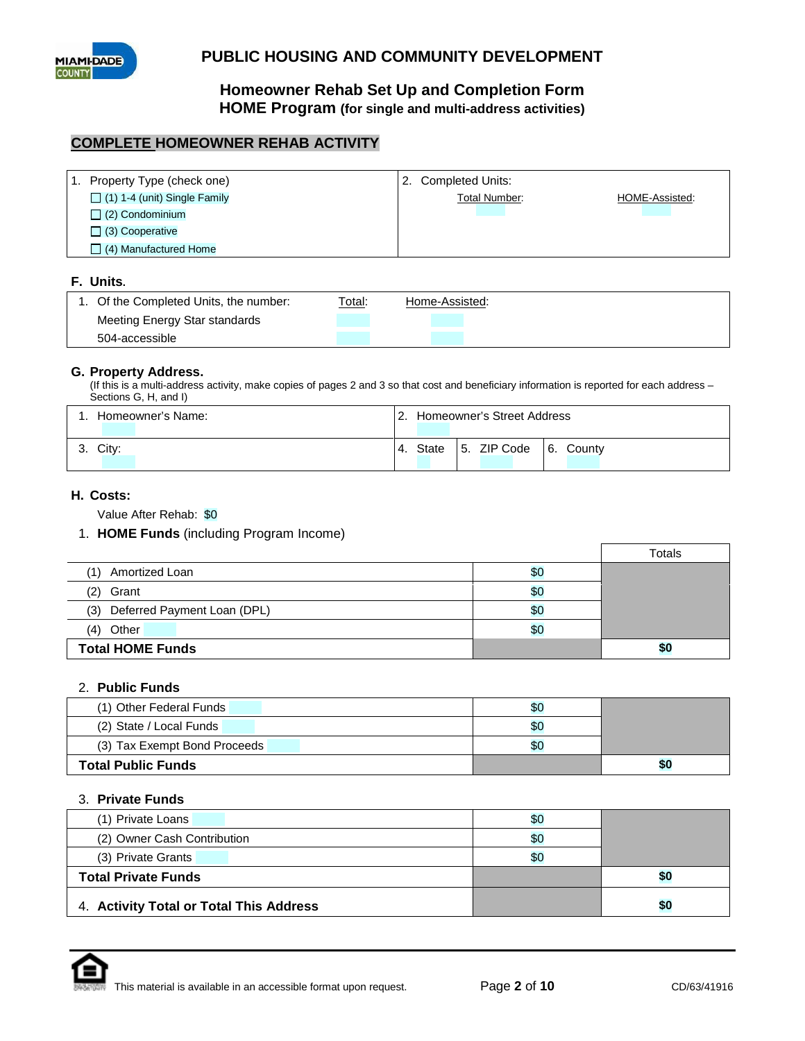# PUBLIC HOUSING AND COMMUNITY DEVELOPMENT

## Homeowner Rehab Set Up and Completion Form
## HOME Program (for single and multi-address activities)

## COMPLETE HOMEOWNER REHAB ACTIVITY

| 1. Property Type (check one) | 2. Completed Units: | |
|---|---|---|
| ☐ (1) 1-4 (unit) Single Family | Total Number: | HOME-Assisted: |
| ☐ (2) Condominium | | |
| ☐ (3) Cooperative | | |
| ☐ (4) Manufactured Home | | |

### F. Units.

| 1. Of the Completed Units, the number: | Total: | Home-Assisted: |
|---|---|---|
| Meeting Energy Star standards | | |
| 504-accessible | | |

### G. Property Address.

(If this is a multi-address activity, make copies of pages 2 and 3 so that cost and beneficiary information is reported for each address – Sections G, H, and I)

| 1. Homeowner's Name: | 2. Homeowner's Street Address | | |
|---|---|---|---|
| 3. City: | 4. State | 5. ZIP Code | 6. County |

### H. Costs:

Value After Rehab: $0

1. **HOME Funds** (including Program Income)

| | | Totals |
|---|---|---|
| (1) Amortized Loan | $0 | |
| (2) Grant | $0 | |
| (3) Deferred Payment Loan (DPL) | $0 | |
| (4) Other | $0 | |
| **Total HOME Funds** | | **$0** |

2. **Public Funds**

| | | |
|---|---|---|
| (1) Other Federal Funds | $0 | |
| (2) State / Local Funds | $0 | |
| (3) Tax Exempt Bond Proceeds | $0 | |
| **Total Public Funds** | | **$0** |

3. **Private Funds**

| | | |
|---|---|---|
| (1) Private Loans | $0 | |
| (2) Owner Cash Contribution | $0 | |
| (3) Private Grants | $0 | |
| **Total Private Funds** | | **$0** |
| 4. **Activity Total or Total This Address** | | **$0** |

This material is available in an accessible format upon request.

CD/63/41916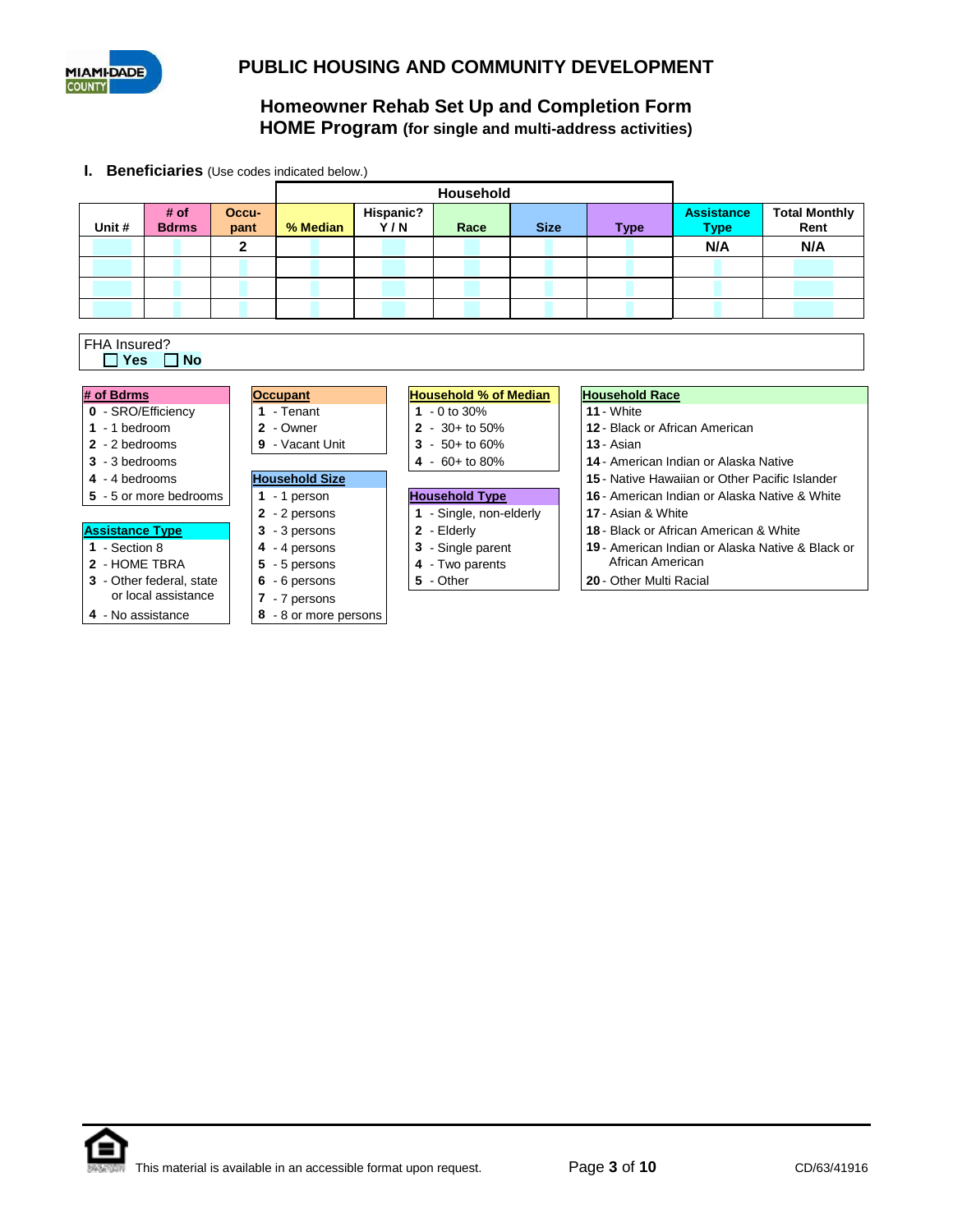# PUBLIC HOUSING AND COMMUNITY DEVELOPMENT

## Homeowner Rehab Set Up and Completion Form
## HOME Program (for single and multi-address activities)

### I. Beneficiaries (Use codes indicated below.)

| | | | Household | | | | | | |
|---|---|---|---|---|---|---|---|---|---|
| Unit # | # of Bdrms | Occu-pant | % Median | Hispanic? Y / N | Race | Size | Type | Assistance Type | Total Monthly Rent |
| | | 2 | | | | | | N/A | N/A |
| | | | | | | | | | |
| | | | | | | | | | |
| | | | | | | | | | |

FHA Insured?
☐ Yes ☐ No

**# of Bdrms**
- **0** - SRO/Efficiency
- **1** - 1 bedroom
- **2** - 2 bedrooms
- **3** - 3 bedrooms
- **4** - 4 bedrooms
- **5** - 5 or more bedrooms

**Assistance Type**
- **1** - Section 8
- **2** - HOME TBRA
- **3** - Other federal, state or local assistance
- **4** - No assistance

**Occupant**
- **1** - Tenant
- **2** - Owner
- **9** - Vacant Unit

**Household Size**
- **1** - 1 person
- **2** - 2 persons
- **3** - 3 persons
- **4** - 4 persons
- **5** - 5 persons
- **6** - 6 persons
- **7** - 7 persons
- **8** - 8 or more persons

**Household % of Median**
- **1** - 0 to 30%
- **2** - 30+ to 50%
- **3** - 50+ to 60%
- **4** - 60+ to 80%

**Household Type**
- **1** - Single, non-elderly
- **2** - Elderly
- **3** - Single parent
- **4** - Two parents
- **5** - Other

**Household Race**
- **11** - White
- **12** - Black or African American
- **13** - Asian
- **14** - American Indian or Alaska Native
- **15** - Native Hawaiian or Other Pacific Islander
- **16** - American Indian or Alaska Native & White
- **17** - Asian & White
- **18** - Black or African American & White
- **19** - American Indian or Alaska Native & Black or African American
- **20** - Other Multi Racial

This material is available in an accessible format upon request.

CD/63/41916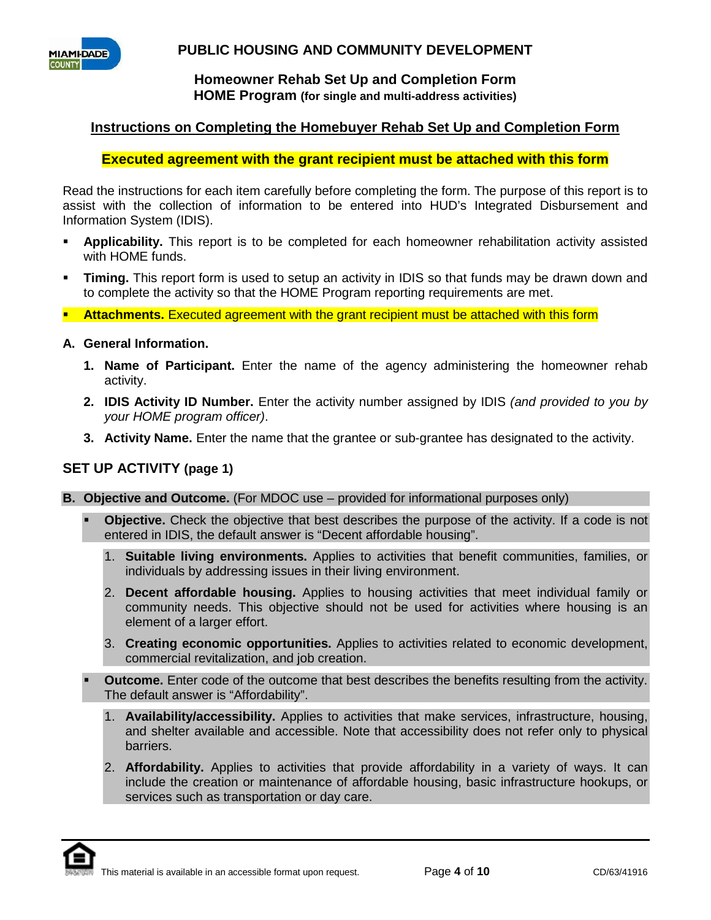## PUBLIC HOUSING AND COMMUNITY DEVELOPMENT

**Homeowner Rehab Set Up and Completion Form**
**HOME Program (for single and multi-address activities)**

### Instructions on Completing the Homebuyer Rehab Set Up and Completion Form

**Executed agreement with the grant recipient must be attached with this form**

Read the instructions for each item carefully before completing the form. The purpose of this report is to assist with the collection of information to be entered into HUD's Integrated Disbursement and Information System (IDIS).

- **Applicability.** This report is to be completed for each homeowner rehabilitation activity assisted with HOME funds.
- **Timing.** This report form is used to setup an activity in IDIS so that funds may be drawn down and to complete the activity so that the HOME Program reporting requirements are met.
- **Attachments.** Executed agreement with the grant recipient must be attached with this form

**A. General Information.**

1. **Name of Participant.** Enter the name of the agency administering the homeowner rehab activity.
2. **IDIS Activity ID Number.** Enter the activity number assigned by IDIS *(and provided to you by your HOME program officer)*.
3. **Activity Name.** Enter the name that the grantee or sub-grantee has designated to the activity.

### SET UP ACTIVITY (page 1)

**B. Objective and Outcome.** (For MDOC use – provided for informational purposes only)

- **Objective.** Check the objective that best describes the purpose of the activity. If a code is not entered in IDIS, the default answer is "Decent affordable housing".
    1. **Suitable living environments.** Applies to activities that benefit communities, families, or individuals by addressing issues in their living environment.
    2. **Decent affordable housing.** Applies to housing activities that meet individual family or community needs. This objective should not be used for activities where housing is an element of a larger effort.
    3. **Creating economic opportunities.** Applies to activities related to economic development, commercial revitalization, and job creation.
- **Outcome.** Enter code of the outcome that best describes the benefits resulting from the activity. The default answer is "Affordability".
    1. **Availability/accessibility.** Applies to activities that make services, infrastructure, housing, and shelter available and accessible. Note that accessibility does not refer only to physical barriers.
    2. **Affordability.** Applies to activities that provide affordability in a variety of ways. It can include the creation or maintenance of affordable housing, basic infrastructure hookups, or services such as transportation or day care.

This material is available in an accessible format upon request. CD/63/41916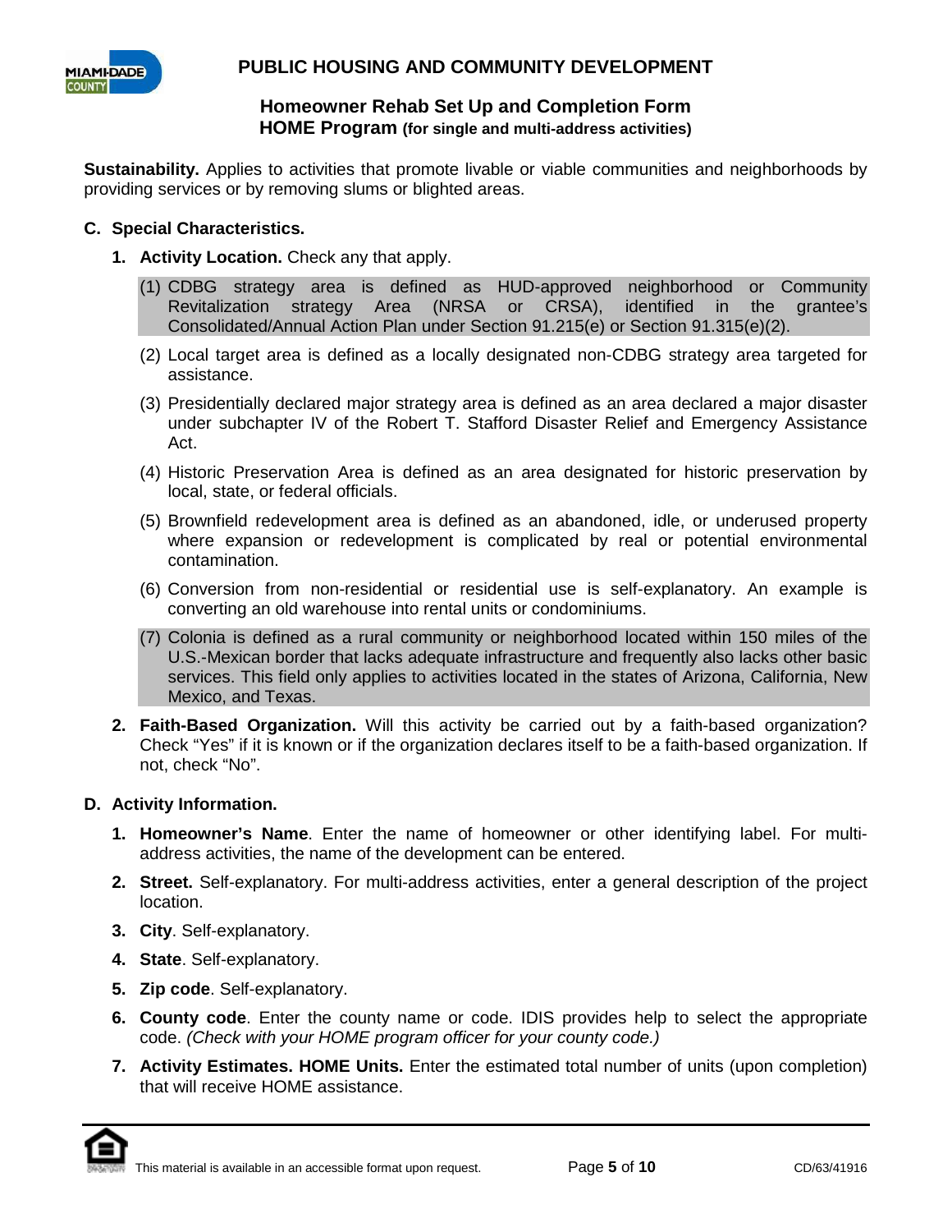**Sustainability.** Applies to activities that promote livable or viable communities and neighborhoods by providing services or by removing slums or blighted areas.

**C. Special Characteristics.**

1. **Activity Location.** Check any that apply.

   (1) CDBG strategy area is defined as HUD-approved neighborhood or Community Revitalization strategy Area (NRSA or CRSA), identified in the grantee's Consolidated/Annual Action Plan under Section 91.215(e) or Section 91.315(e)(2).

   (2) Local target area is defined as a locally designated non-CDBG strategy area targeted for assistance.

   (3) Presidentially declared major strategy area is defined as an area declared a major disaster under subchapter IV of the Robert T. Stafford Disaster Relief and Emergency Assistance Act.

   (4) Historic Preservation Area is defined as an area designated for historic preservation by local, state, or federal officials.

   (5) Brownfield redevelopment area is defined as an abandoned, idle, or underused property where expansion or redevelopment is complicated by real or potential environmental contamination.

   (6) Conversion from non-residential or residential use is self-explanatory. An example is converting an old warehouse into rental units or condominiums.

   (7) Colonia is defined as a rural community or neighborhood located within 150 miles of the U.S.-Mexican border that lacks adequate infrastructure and frequently also lacks other basic services. This field only applies to activities located in the states of Arizona, California, New Mexico, and Texas.

2. **Faith-Based Organization.** Will this activity be carried out by a faith-based organization? Check "Yes" if it is known or if the organization declares itself to be a faith-based organization. If not, check "No".

**D. Activity Information.**

1. **Homeowner's Name**. Enter the name of homeowner or other identifying label. For multi-address activities, the name of the development can be entered.
2. **Street.** Self-explanatory. For multi-address activities, enter a general description of the project location.
3. **City**. Self-explanatory.
4. **State**. Self-explanatory.
5. **Zip code**. Self-explanatory.
6. **County code**. Enter the county name or code. IDIS provides help to select the appropriate code. *(Check with your HOME program officer for your county code.)*
7. **Activity Estimates. HOME Units.** Enter the estimated total number of units (upon completion) that will receive HOME assistance.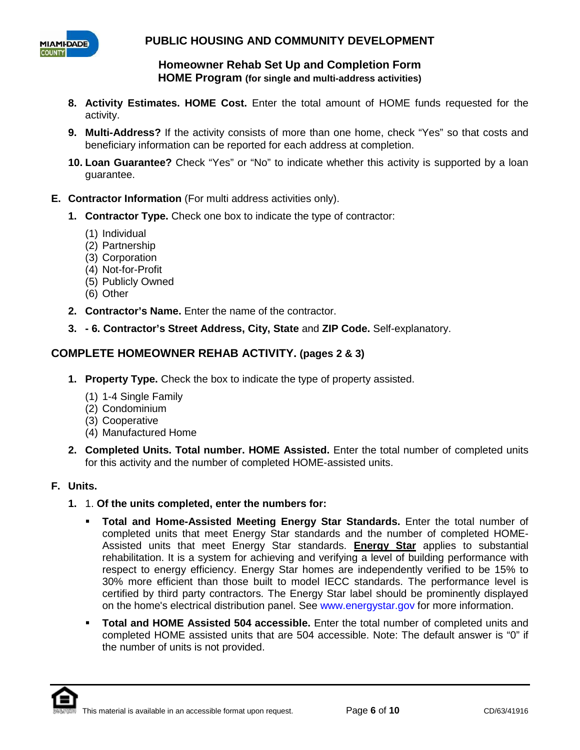8. **Activity Estimates. HOME Cost.** Enter the total amount of HOME funds requested for the activity.
9. **Multi-Address?** If the activity consists of more than one home, check "Yes" so that costs and beneficiary information can be reported for each address at completion.
10. **Loan Guarantee?** Check "Yes" or "No" to indicate whether this activity is supported by a loan guarantee.

**E. Contractor Information** (For multi address activities only).

1. **Contractor Type.** Check one box to indicate the type of contractor:
   - (1) Individual
   - (2) Partnership
   - (3) Corporation
   - (4) Not-for-Profit
   - (5) Publicly Owned
   - (6) Other
2. **Contractor's Name.** Enter the name of the contractor.
3. **- 6. Contractor's Street Address, City, State** and **ZIP Code.** Self-explanatory.

## COMPLETE HOMEOWNER REHAB ACTIVITY. (pages 2 & 3)

1. **Property Type.** Check the box to indicate the type of property assisted.
   - (1) 1-4 Single Family
   - (2) Condominium
   - (3) Cooperative
   - (4) Manufactured Home
2. **Completed Units. Total number. HOME Assisted.** Enter the total number of completed units for this activity and the number of completed HOME-assisted units.

**F. Units.**

1. 1. **Of the units completed, enter the numbers for:**
   - **Total and Home-Assisted Meeting Energy Star Standards.** Enter the total number of completed units that meet Energy Star standards and the number of completed HOME-Assisted units that meet Energy Star standards. **Energy Star** applies to substantial rehabilitation. It is a system for achieving and verifying a level of building performance with respect to energy efficiency. Energy Star homes are independently verified to be 15% to 30% more efficient than those built to model IECC standards. The performance level is certified by third party contractors. The Energy Star label should be prominently displayed on the home's electrical distribution panel. See www.energystar.gov for more information.
   - **Total and HOME Assisted 504 accessible.** Enter the total number of completed units and completed HOME assisted units that are 504 accessible. Note: The default answer is "0" if the number of units is not provided.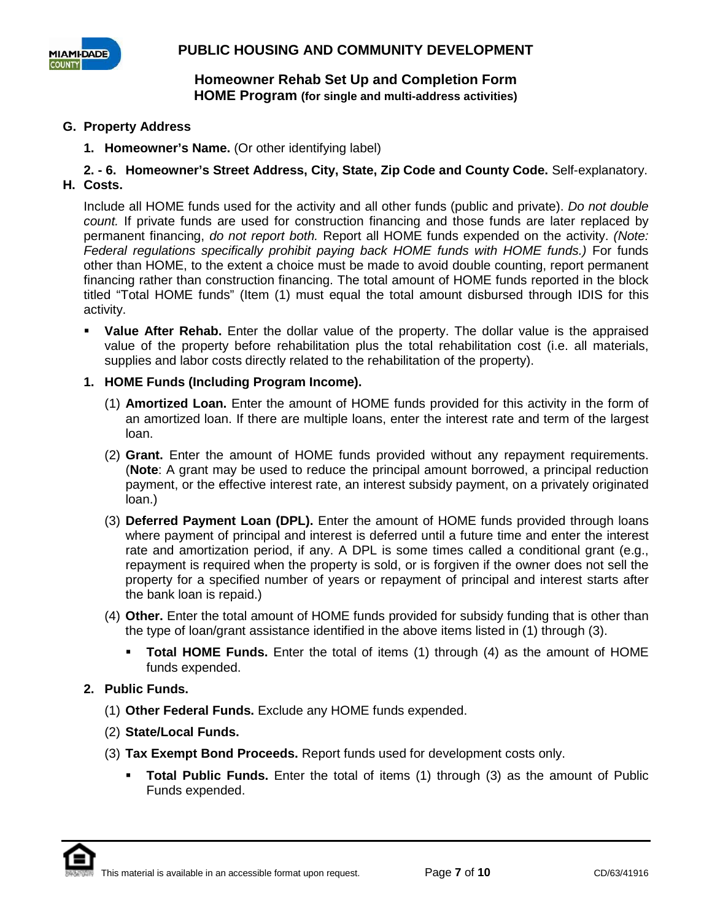## G. Property Address

**1. Homeowner's Name.** (Or other identifying label)

**2. - 6. Homeowner's Street Address, City, State, Zip Code and County Code.** Self-explanatory.

## H. Costs.

Include all HOME funds used for the activity and all other funds (public and private). *Do not double count.* If private funds are used for construction financing and those funds are later replaced by permanent financing, *do not report both.* Report all HOME funds expended on the activity. *(Note: Federal regulations specifically prohibit paying back HOME funds with HOME funds.)* For funds other than HOME, to the extent a choice must be made to avoid double counting, report permanent financing rather than construction financing. The total amount of HOME funds reported in the block titled "Total HOME funds" (Item (1) must equal the total amount disbursed through IDIS for this activity.

- **Value After Rehab.** Enter the dollar value of the property. The dollar value is the appraised value of the property before rehabilitation plus the total rehabilitation cost (i.e. all materials, supplies and labor costs directly related to the rehabilitation of the property).

**1. HOME Funds (Including Program Income).**

(1) **Amortized Loan.** Enter the amount of HOME funds provided for this activity in the form of an amortized loan. If there are multiple loans, enter the interest rate and term of the largest loan.

(2) **Grant.** Enter the amount of HOME funds provided without any repayment requirements. (**Note**: A grant may be used to reduce the principal amount borrowed, a principal reduction payment, or the effective interest rate, an interest subsidy payment, on a privately originated loan.)

(3) **Deferred Payment Loan (DPL).** Enter the amount of HOME funds provided through loans where payment of principal and interest is deferred until a future time and enter the interest rate and amortization period, if any. A DPL is some times called a conditional grant (e.g., repayment is required when the property is sold, or is forgiven if the owner does not sell the property for a specified number of years or repayment of principal and interest starts after the bank loan is repaid.)

(4) **Other.** Enter the total amount of HOME funds provided for subsidy funding that is other than the type of loan/grant assistance identified in the above items listed in (1) through (3).

- **Total HOME Funds.** Enter the total of items (1) through (4) as the amount of HOME funds expended.

**2. Public Funds.**

(1) **Other Federal Funds.** Exclude any HOME funds expended.

(2) **State/Local Funds.**

(3) **Tax Exempt Bond Proceeds.** Report funds used for development costs only.

- **Total Public Funds.** Enter the total of items (1) through (3) as the amount of Public Funds expended.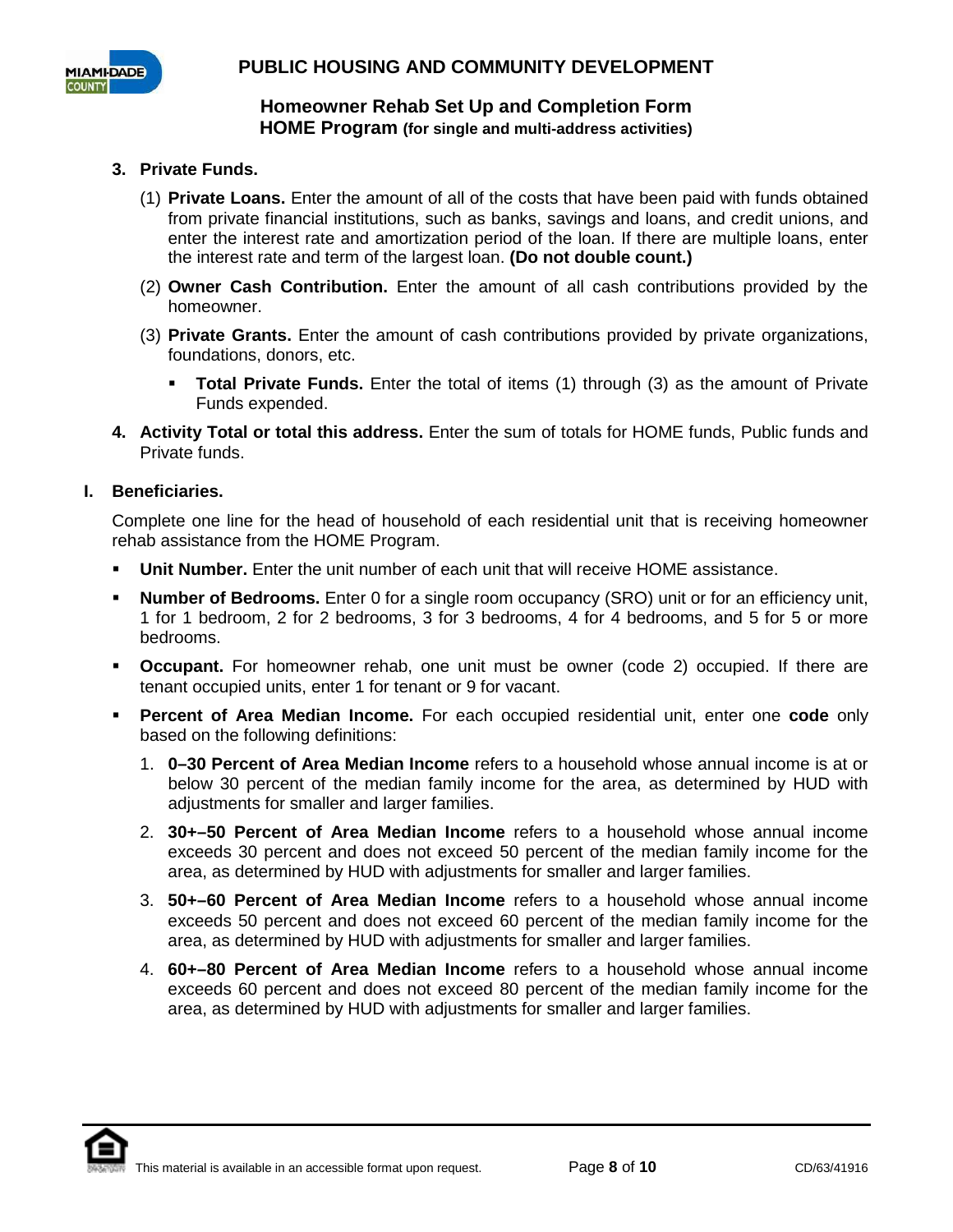3. **Private Funds.**

   (1) **Private Loans.** Enter the amount of all of the costs that have been paid with funds obtained from private financial institutions, such as banks, savings and loans, and credit unions, and enter the interest rate and amortization period of the loan. If there are multiple loans, enter the interest rate and term of the largest loan. **(Do not double count.)**

   (2) **Owner Cash Contribution.** Enter the amount of all cash contributions provided by the homeowner.

   (3) **Private Grants.** Enter the amount of cash contributions provided by private organizations, foundations, donors, etc.

   - **Total Private Funds.** Enter the total of items (1) through (3) as the amount of Private Funds expended.

4. **Activity Total or total this address.** Enter the sum of totals for HOME funds, Public funds and Private funds.

## I. Beneficiaries.

Complete one line for the head of household of each residential unit that is receiving homeowner rehab assistance from the HOME Program.

- **Unit Number.** Enter the unit number of each unit that will receive HOME assistance.
- **Number of Bedrooms.** Enter 0 for a single room occupancy (SRO) unit or for an efficiency unit, 1 for 1 bedroom, 2 for 2 bedrooms, 3 for 3 bedrooms, 4 for 4 bedrooms, and 5 for 5 or more bedrooms.
- **Occupant.** For homeowner rehab, one unit must be owner (code 2) occupied. If there are tenant occupied units, enter 1 for tenant or 9 for vacant.
- **Percent of Area Median Income.** For each occupied residential unit, enter one **code** only based on the following definitions:

  1. **0–30 Percent of Area Median Income** refers to a household whose annual income is at or below 30 percent of the median family income for the area, as determined by HUD with adjustments for smaller and larger families.
  2. **30+–50 Percent of Area Median Income** refers to a household whose annual income exceeds 30 percent and does not exceed 50 percent of the median family income for the area, as determined by HUD with adjustments for smaller and larger families.
  3. **50+–60 Percent of Area Median Income** refers to a household whose annual income exceeds 50 percent and does not exceed 60 percent of the median family income for the area, as determined by HUD with adjustments for smaller and larger families.
  4. **60+–80 Percent of Area Median Income** refers to a household whose annual income exceeds 60 percent and does not exceed 80 percent of the median family income for the area, as determined by HUD with adjustments for smaller and larger families.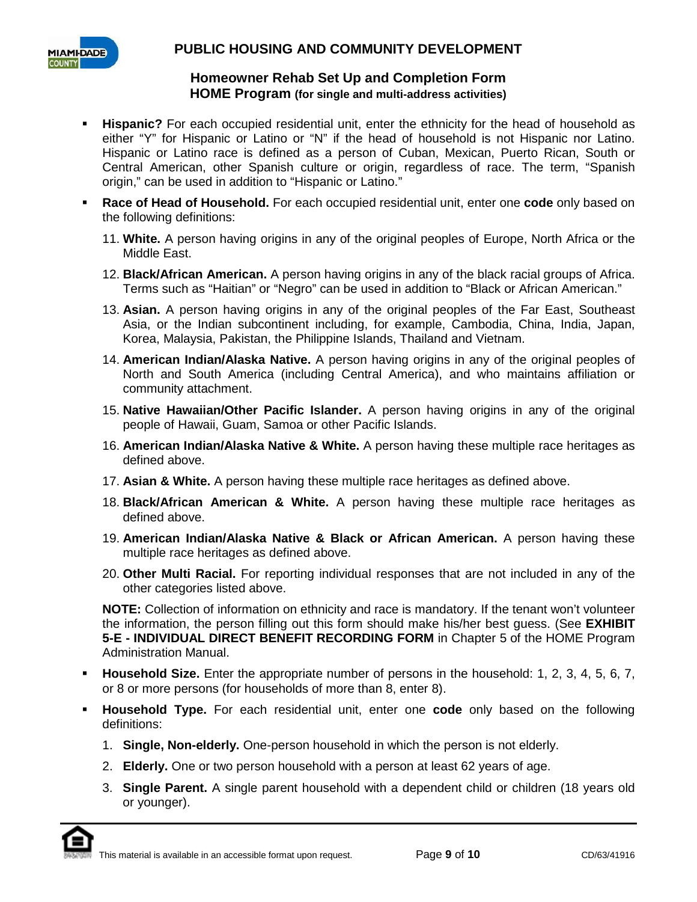- **Hispanic?** For each occupied residential unit, enter the ethnicity for the head of household as either "Y" for Hispanic or Latino or "N" if the head of household is not Hispanic nor Latino. Hispanic or Latino race is defined as a person of Cuban, Mexican, Puerto Rican, South or Central American, other Spanish culture or origin, regardless of race. The term, "Spanish origin," can be used in addition to "Hispanic or Latino."
- **Race of Head of Household.** For each occupied residential unit, enter one **code** only based on the following definitions:

  11. **White.** A person having origins in any of the original peoples of Europe, North Africa or the Middle East.
  12. **Black/African American.** A person having origins in any of the black racial groups of Africa. Terms such as "Haitian" or "Negro" can be used in addition to "Black or African American."
  13. **Asian.** A person having origins in any of the original peoples of the Far East, Southeast Asia, or the Indian subcontinent including, for example, Cambodia, China, India, Japan, Korea, Malaysia, Pakistan, the Philippine Islands, Thailand and Vietnam.
  14. **American Indian/Alaska Native.** A person having origins in any of the original peoples of North and South America (including Central America), and who maintains affiliation or community attachment.
  15. **Native Hawaiian/Other Pacific Islander.** A person having origins in any of the original people of Hawaii, Guam, Samoa or other Pacific Islands.
  16. **American Indian/Alaska Native & White.** A person having these multiple race heritages as defined above.
  17. **Asian & White.** A person having these multiple race heritages as defined above.
  18. **Black/African American & White.** A person having these multiple race heritages as defined above.
  19. **American Indian/Alaska Native & Black or African American.** A person having these multiple race heritages as defined above.
  20. **Other Multi Racial.** For reporting individual responses that are not included in any of the other categories listed above.

  **NOTE:** Collection of information on ethnicity and race is mandatory. If the tenant won't volunteer the information, the person filling out this form should make his/her best guess. (See **EXHIBIT 5-E - INDIVIDUAL DIRECT BENEFIT RECORDING FORM** in Chapter 5 of the HOME Program Administration Manual.

- **Household Size.** Enter the appropriate number of persons in the household: 1, 2, 3, 4, 5, 6, 7, or 8 or more persons (for households of more than 8, enter 8).
- **Household Type.** For each residential unit, enter one **code** only based on the following definitions:

  1. **Single, Non-elderly.** One-person household in which the person is not elderly.
  2. **Elderly.** One or two person household with a person at least 62 years of age.
  3. **Single Parent.** A single parent household with a dependent child or children (18 years old or younger).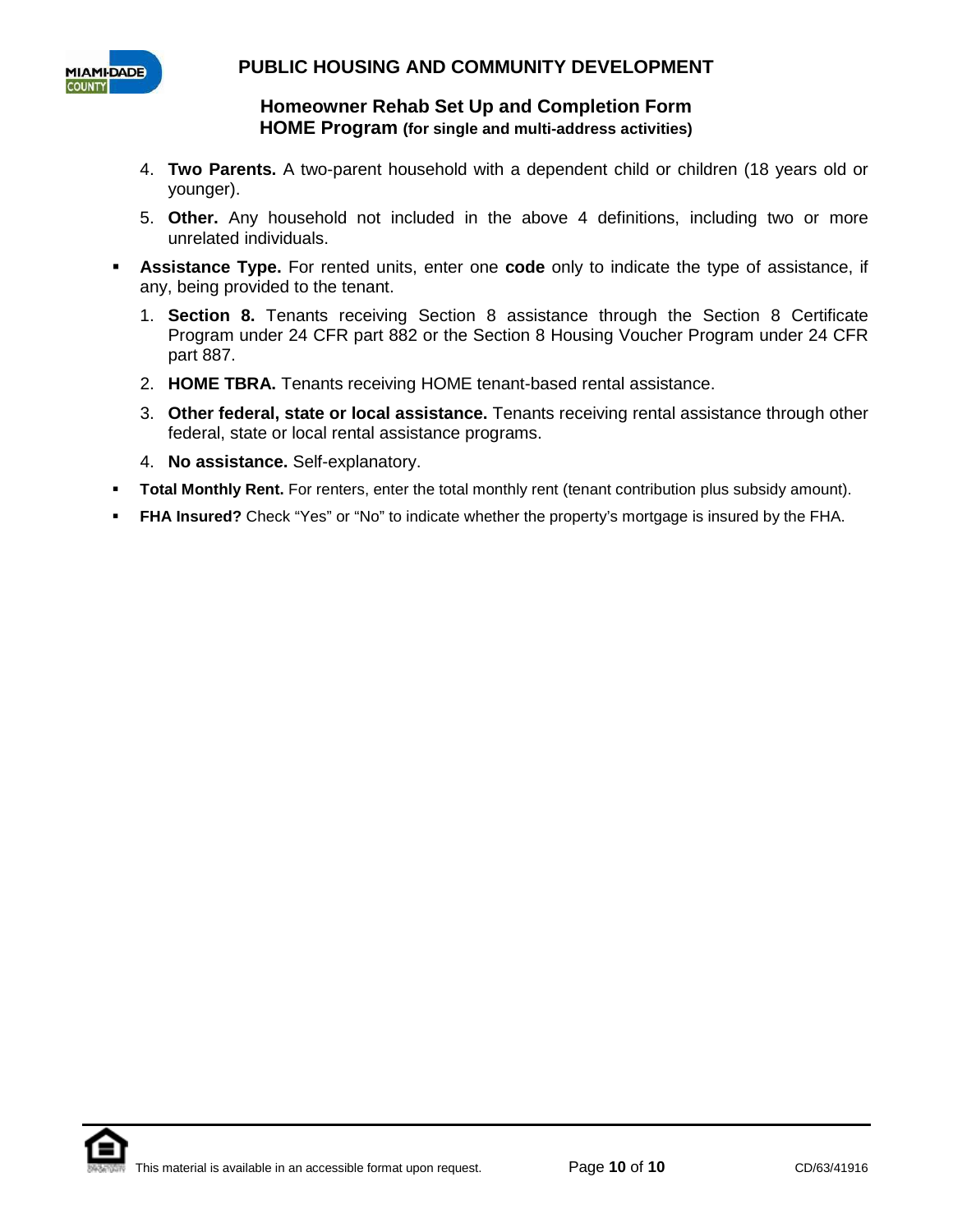4. **Two Parents.** A two-parent household with a dependent child or children (18 years old or younger).
5. **Other.** Any household not included in the above 4 definitions, including two or more unrelated individuals.

- **Assistance Type.** For rented units, enter one **code** only to indicate the type of assistance, if any, being provided to the tenant.
  1. **Section 8.** Tenants receiving Section 8 assistance through the Section 8 Certificate Program under 24 CFR part 882 or the Section 8 Housing Voucher Program under 24 CFR part 887.
  2. **HOME TBRA.** Tenants receiving HOME tenant-based rental assistance.
  3. **Other federal, state or local assistance.** Tenants receiving rental assistance through other federal, state or local rental assistance programs.
  4. **No assistance.** Self-explanatory.
- **Total Monthly Rent.** For renters, enter the total monthly rent (tenant contribution plus subsidy amount).
- **FHA Insured?** Check "Yes" or "No" to indicate whether the property's mortgage is insured by the FHA.

This material is available in an accessible format upon request.

CD/63/41916